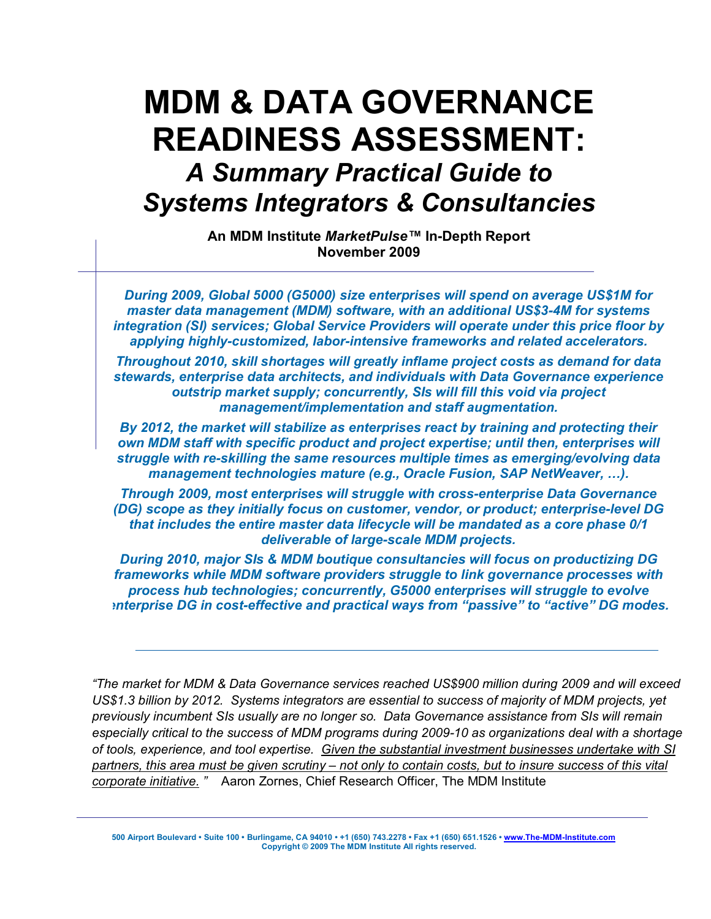# MDM & DATA GOVERNANCE READINESS ASSESSMENT:

## *A Summary Practical Guide to Systems Integrators & Consultancies*

**An MDM Institute *MarketPulse*™ In-Depth Report**
**November 2009**

***During 2009, Global 5000 (G5000) size enterprises will spend on average US$1M for master data management (MDM) software, with an additional US$3-4M for systems integration (SI) services; Global Service Providers will operate under this price floor by applying highly-customized, labor-intensive frameworks and related accelerators.***

***Throughout 2010, skill shortages will greatly inflame project costs as demand for data stewards, enterprise data architects, and individuals with Data Governance experience outstrip market supply; concurrently, SIs will fill this void via project management/implementation and staff augmentation.***

***By 2012, the market will stabilize as enterprises react by training and protecting their own MDM staff with specific product and project expertise; until then, enterprises will struggle with re-skilling the same resources multiple times as emerging/evolving data management technologies mature (e.g., Oracle Fusion, SAP NetWeaver, …).***

***Through 2009, most enterprises will struggle with cross-enterprise Data Governance (DG) scope as they initially focus on customer, vendor, or product; enterprise-level DG that includes the entire master data lifecycle will be mandated as a core phase 0/1 deliverable of large-scale MDM projects.***

***During 2010, major SIs & MDM boutique consultancies will focus on productizing DG frameworks while MDM software providers struggle to link governance processes with process hub technologies; concurrently, G5000 enterprises will struggle to evolve enterprise DG in cost-effective and practical ways from "passive" to "active" DG modes.***

---

*"The market for MDM & Data Governance services reached US$900 million during 2009 and will exceed US$1.3 billion by 2012. Systems integrators are essential to success of majority of MDM projects, yet previously incumbent SIs usually are no longer so. Data Governance assistance from SIs will remain especially critical to the success of MDM programs during 2009-10 as organizations deal with a shortage of tools, experience, and tool expertise. <u>Given the substantial investment businesses undertake with SI partners, this area must be given scrutiny – not only to contain costs, but to insure success of this vital corporate initiative.</u> "* Aaron Zornes, Chief Research Officer, The MDM Institute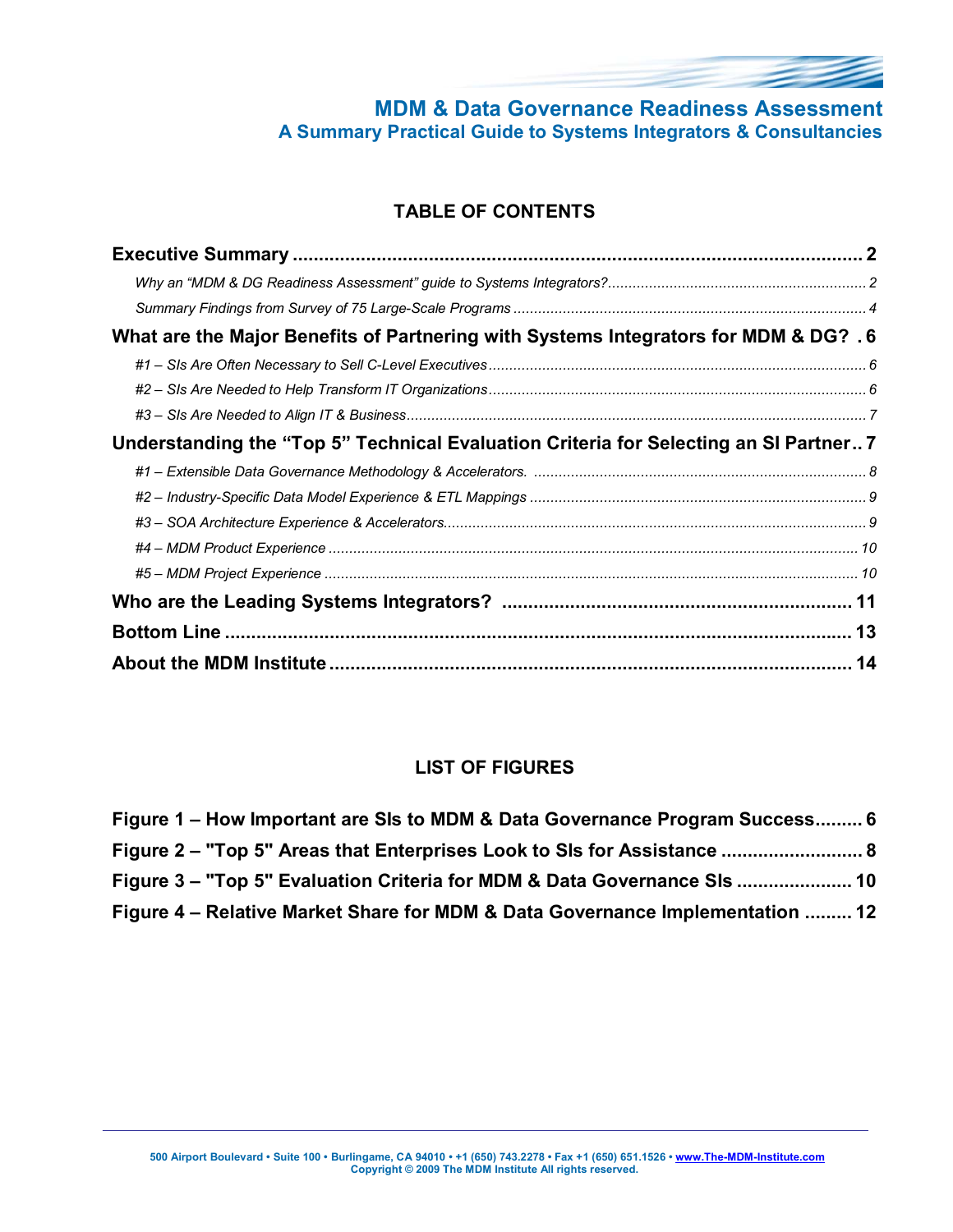# MDM & Data Governance Readiness Assessment
## A Summary Practical Guide to Systems Integrators & Consultancies

### TABLE OF CONTENTS

**Executive Summary ............................................................ 2**

*Why an "MDM & DG Readiness Assessment" guide to Systems Integrators? ............ 2*

*Summary Findings from Survey of 75 Large-Scale Programs ............ 4*

**What are the Major Benefits of Partnering with Systems Integrators for MDM & DG? . 6**

*#1 – SIs Are Often Necessary to Sell C-Level Executives ............ 6*

*#2 – SIs Are Needed to Help Transform IT Organizations ............ 6*

*#3 – SIs Are Needed to Align IT & Business ............ 7*

**Understanding the "Top 5" Technical Evaluation Criteria for Selecting an SI Partner .. 7**

*#1 – Extensible Data Governance Methodology & Accelerators. ............ 8*

*#2 – Industry-Specific Data Model Experience & ETL Mappings ............ 9*

*#3 – SOA Architecture Experience & Accelerators ............ 9*

*#4 – MDM Product Experience ............ 10*

*#5 – MDM Project Experience ............ 10*

**Who are the Leading Systems Integrators? ............ 11**

**Bottom Line ............ 13**

**About the MDM Institute ............ 14**

### LIST OF FIGURES

**Figure 1 – How Important are SIs to MDM & Data Governance Program Success ......... 6**

**Figure 2 – "Top 5" Areas that Enterprises Look to SIs for Assistance ............ 8**

**Figure 3 – "Top 5" Evaluation Criteria for MDM & Data Governance SIs ............ 10**

**Figure 4 – Relative Market Share for MDM & Data Governance Implementation ......... 12**

500 Airport Boulevard • Suite 100 • Burlingame, CA 94010 • +1 (650) 743.2278 • Fax +1 (650) 651.1526 • www.The-MDM-Institute.com
Copyright © 2009 The MDM Institute All rights reserved.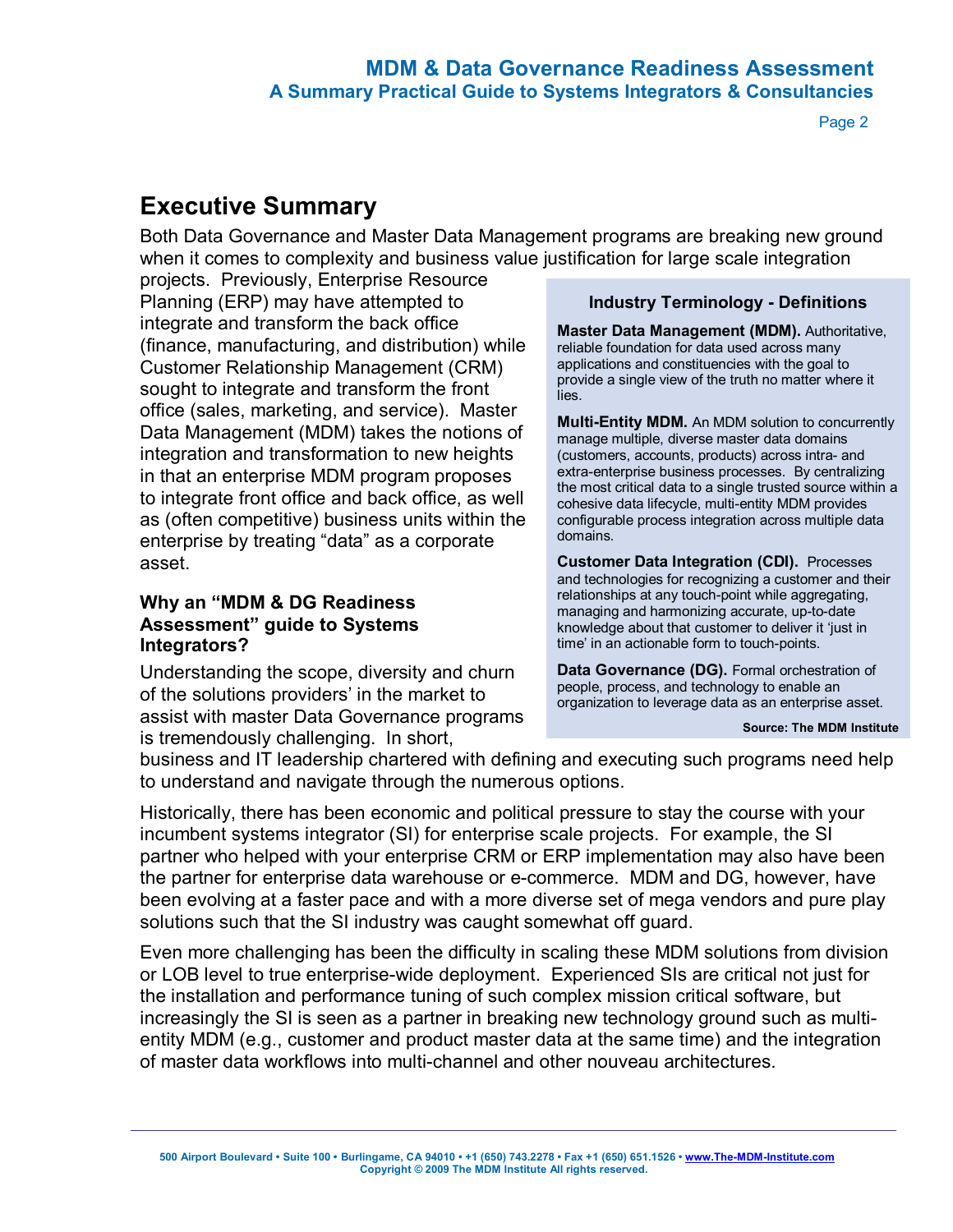## Executive Summary

Both Data Governance and Master Data Management programs are breaking new ground when it comes to complexity and business value justification for large scale integration projects. Previously, Enterprise Resource Planning (ERP) may have attempted to integrate and transform the back office (finance, manufacturing, and distribution) while Customer Relationship Management (CRM) sought to integrate and transform the front office (sales, marketing, and service). Master Data Management (MDM) takes the notions of integration and transformation to new heights in that an enterprise MDM program proposes to integrate front office and back office, as well as (often competitive) business units within the enterprise by treating "data" as a corporate asset.

> **Industry Terminology - Definitions**
>
> **Master Data Management (MDM).** Authoritative, reliable foundation for data used across many applications and constituencies with the goal to provide a single view of the truth no matter where it lies.
>
> **Multi-Entity MDM.** An MDM solution to concurrently manage multiple, diverse master data domains (customers, accounts, products) across intra- and extra-enterprise business processes. By centralizing the most critical data to a single trusted source within a cohesive data lifecycle, multi-entity MDM provides configurable process integration across multiple data domains.
>
> **Customer Data Integration (CDI).** Processes and technologies for recognizing a customer and their relationships at any touch-point while aggregating, managing and harmonizing accurate, up-to-date knowledge about that customer to deliver it 'just in time' in an actionable form to touch-points.
>
> **Data Governance (DG).** Formal orchestration of people, process, and technology to enable an organization to leverage data as an enterprise asset.
>
> **Source: The MDM Institute**

### Why an "MDM & DG Readiness Assessment" guide to Systems Integrators?

Understanding the scope, diversity and churn of the solutions providers' in the market to assist with master Data Governance programs is tremendously challenging. In short, business and IT leadership chartered with defining and executing such programs need help to understand and navigate through the numerous options.

Historically, there has been economic and political pressure to stay the course with your incumbent systems integrator (SI) for enterprise scale projects. For example, the SI partner who helped with your enterprise CRM or ERP implementation may also have been the partner for enterprise data warehouse or e-commerce. MDM and DG, however, have been evolving at a faster pace and with a more diverse set of mega vendors and pure play solutions such that the SI industry was caught somewhat off guard.

Even more challenging has been the difficulty in scaling these MDM solutions from division or LOB level to true enterprise-wide deployment. Experienced SIs are critical not just for the installation and performance tuning of such complex mission critical software, but increasingly the SI is seen as a partner in breaking new technology ground such as multi-entity MDM (e.g., customer and product master data at the same time) and the integration of master data workflows into multi-channel and other nouveau architectures.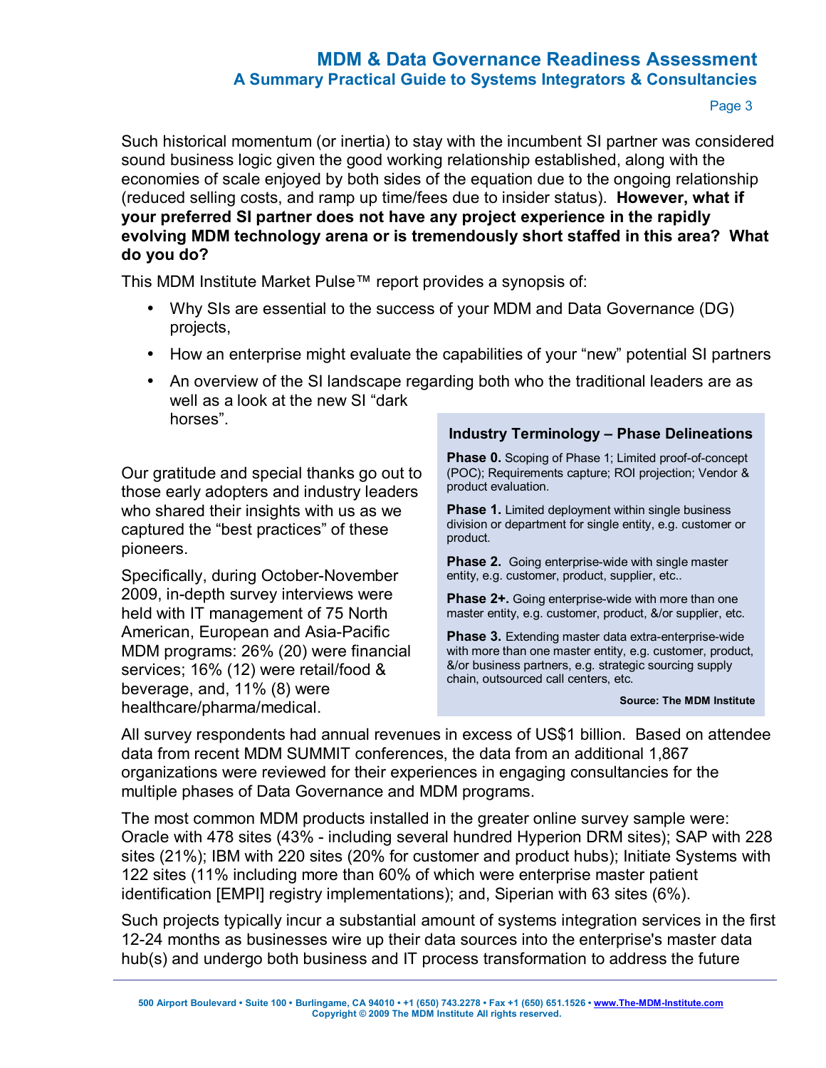Such historical momentum (or inertia) to stay with the incumbent SI partner was considered sound business logic given the good working relationship established, along with the economies of scale enjoyed by both sides of the equation due to the ongoing relationship (reduced selling costs, and ramp up time/fees due to insider status). **However, what if your preferred SI partner does not have any project experience in the rapidly evolving MDM technology arena or is tremendously short staffed in this area? What do you do?**

This MDM Institute Market Pulse™ report provides a synopsis of:

- Why SIs are essential to the success of your MDM and Data Governance (DG) projects,
- How an enterprise might evaluate the capabilities of your "new" potential SI partners
- An overview of the SI landscape regarding both who the traditional leaders are as well as a look at the new SI "dark horses".

Our gratitude and special thanks go out to those early adopters and industry leaders who shared their insights with us as we captured the "best practices" of these pioneers.

Specifically, during October-November 2009, in-depth survey interviews were held with IT management of 75 North American, European and Asia-Pacific MDM programs: 26% (20) were financial services; 16% (12) were retail/food & beverage, and, 11% (8) were healthcare/pharma/medical.

**Industry Terminology – Phase Delineations**

**Phase 0.** Scoping of Phase 1; Limited proof-of-concept (POC); Requirements capture; ROI projection; Vendor & product evaluation.

**Phase 1.** Limited deployment within single business division or department for single entity, e.g. customer or product.

**Phase 2.** Going enterprise-wide with single master entity, e.g. customer, product, supplier, etc..

**Phase 2+.** Going enterprise-wide with more than one master entity, e.g. customer, product, &/or supplier, etc.

**Phase 3.** Extending master data extra-enterprise-wide with more than one master entity, e.g. customer, product, &/or business partners, e.g. strategic sourcing supply chain, outsourced call centers, etc.

**Source: The MDM Institute**

All survey respondents had annual revenues in excess of US$1 billion. Based on attendee data from recent MDM SUMMIT conferences, the data from an additional 1,867 organizations were reviewed for their experiences in engaging consultancies for the multiple phases of Data Governance and MDM programs.

The most common MDM products installed in the greater online survey sample were: Oracle with 478 sites (43% - including several hundred Hyperion DRM sites); SAP with 228 sites (21%); IBM with 220 sites (20% for customer and product hubs); Initiate Systems with 122 sites (11% including more than 60% of which were enterprise master patient identification [EMPI] registry implementations); and, Siperian with 63 sites (6%).

Such projects typically incur a substantial amount of systems integration services in the first 12-24 months as businesses wire up their data sources into the enterprise's master data hub(s) and undergo both business and IT process transformation to address the future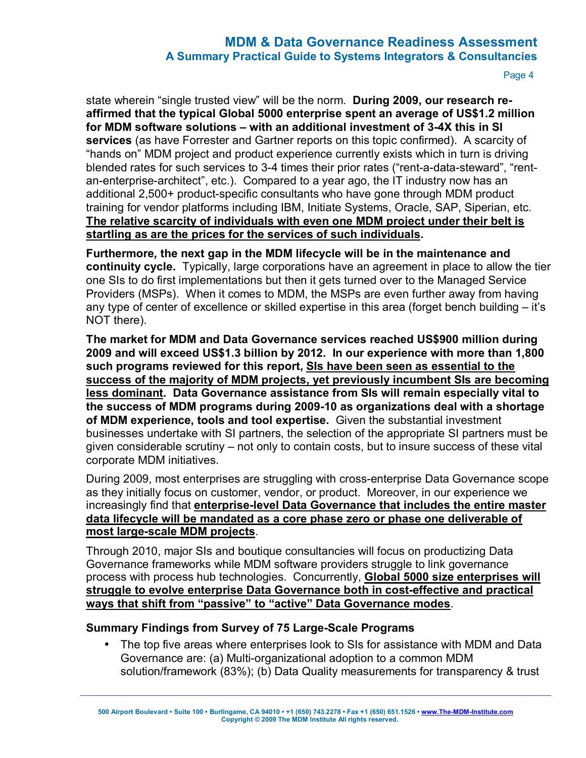state wherein "single trusted view" will be the norm. **During 2009, our research re-affirmed that the typical Global 5000 enterprise spent an average of US$1.2 million for MDM software solutions – with an additional investment of 3-4X this in SI services** (as have Forrester and Gartner reports on this topic confirmed). A scarcity of "hands on" MDM project and product experience currently exists which in turn is driving blended rates for such services to 3-4 times their prior rates ("rent-a-data-steward", "rent-an-enterprise-architect", etc.). Compared to a year ago, the IT industry now has an additional 2,500+ product-specific consultants who have gone through MDM product training for vendor platforms including IBM, Initiate Systems, Oracle, SAP, Siperian, etc. <u>**The relative scarcity of individuals with even one MDM project under their belt is startling as are the prices for the services of such individuals**</u>**.**

**Furthermore, the next gap in the MDM lifecycle will be in the maintenance and continuity cycle.** Typically, large corporations have an agreement in place to allow the tier one SIs to do first implementations but then it gets turned over to the Managed Service Providers (MSPs). When it comes to MDM, the MSPs are even further away from having any type of center of excellence or skilled expertise in this area (forget bench building – it's NOT there).

**The market for MDM and Data Governance services reached US$900 million during 2009 and will exceed US$1.3 billion by 2012. In our experience with more than 1,800 such programs reviewed for this report, <u>SIs have been seen as essential to the success of the majority of MDM projects, yet previously incumbent SIs are becoming less dominant</u>. Data Governance assistance from SIs will remain especially vital to the success of MDM programs during 2009-10 as organizations deal with a shortage of MDM experience, tools and tool expertise.** Given the substantial investment businesses undertake with SI partners, the selection of the appropriate SI partners must be given considerable scrutiny – not only to contain costs, but to insure success of these vital corporate MDM initiatives.

During 2009, most enterprises are struggling with cross-enterprise Data Governance scope as they initially focus on customer, vendor, or product. Moreover, in our experience we increasingly find that <u>**enterprise-level Data Governance that includes the entire master data lifecycle will be mandated as a core phase zero or phase one deliverable of most large-scale MDM projects**</u>.

Through 2010, major SIs and boutique consultancies will focus on productizing Data Governance frameworks while MDM software providers struggle to link governance process with process hub technologies. Concurrently, <u>**Global 5000 size enterprises will struggle to evolve enterprise Data Governance both in cost-effective and practical ways that shift from "passive" to "active" Data Governance modes**</u>.

### Summary Findings from Survey of 75 Large-Scale Programs

- The top five areas where enterprises look to SIs for assistance with MDM and Data Governance are: (a) Multi-organizational adoption to a common MDM solution/framework (83%); (b) Data Quality measurements for transparency & trust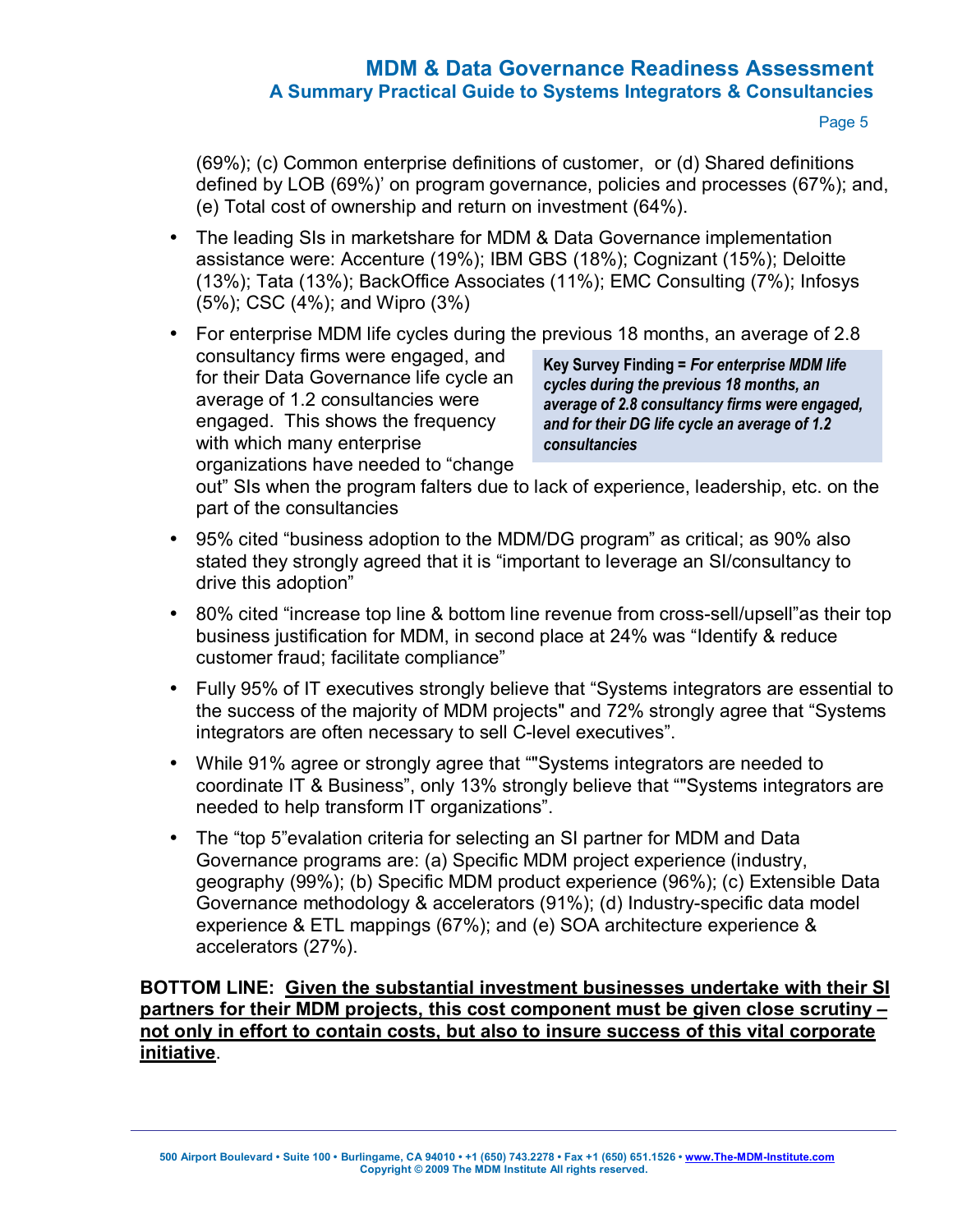(69%); (c) Common enterprise definitions of customer,  or (d) Shared definitions defined by LOB (69%)' on program governance, policies and processes (67%); and, (e) Total cost of ownership and return on investment (64%).

- The leading SIs in marketshare for MDM & Data Governance implementation assistance were: Accenture (19%); IBM GBS (18%); Cognizant (15%); Deloitte (13%); Tata (13%); BackOffice Associates (11%); EMC Consulting (7%); Infosys (5%); CSC (4%); and Wipro (3%)
- For enterprise MDM life cycles during the previous 18 months, an average of 2.8 consultancy firms were engaged, and for their Data Governance life cycle an average of 1.2 consultancies were engaged.  This shows the frequency with which many enterprise organizations have needed to "change out" SIs when the program falters due to lack of experience, leadership, etc. on the part of the consultancies

> **Key Survey Finding =** ***For enterprise MDM life cycles during the previous 18 months, an average of 2.8 consultancy firms were engaged, and for their DG life cycle an average of 1.2 consultancies***

- 95% cited "business adoption to the MDM/DG program" as critical; as 90% also stated they strongly agreed that it is "important to leverage an SI/consultancy to drive this adoption"
- 80% cited "increase top line & bottom line revenue from cross-sell/upsell"as their top business justification for MDM, in second place at 24% was "Identify & reduce customer fraud; facilitate compliance"
- Fully 95% of IT executives strongly believe that "Systems integrators are essential to the success of the majority of MDM projects" and 72% strongly agree that "Systems integrators are often necessary to sell C-level executives".
- While 91% agree or strongly agree that ""Systems integrators are needed to coordinate IT & Business", only 13% strongly believe that ""Systems integrators are needed to help transform IT organizations".
- The "top 5"evalation criteria for selecting an SI partner for MDM and Data Governance programs are: (a) Specific MDM project experience (industry, geography (99%); (b) Specific MDM product experience (96%); (c) Extensible Data Governance methodology & accelerators (91%); (d) Industry-specific data model experience & ETL mappings (67%); and (e) SOA architecture experience & accelerators (27%).

**BOTTOM LINE:  <u>Given the substantial investment businesses undertake with their SI partners for their MDM projects, this cost component must be given close scrutiny – not only in effort to contain costs, but also to insure success of this vital corporate initiative</u>**.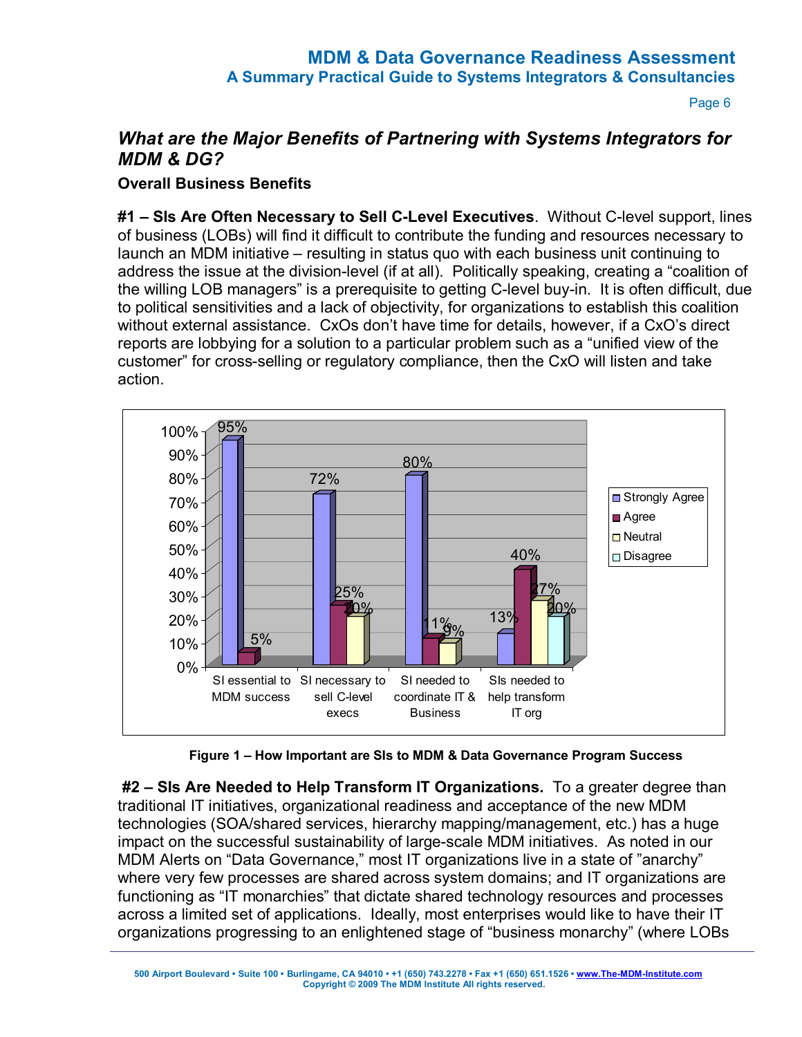## *What are the Major Benefits of Partnering with Systems Integrators for MDM & DG?*

**Overall Business Benefits**

**#1 – SIs Are Often Necessary to Sell C-Level Executives**. Without C-level support, lines of business (LOBs) will find it difficult to contribute the funding and resources necessary to launch an MDM initiative – resulting in status quo with each business unit continuing to address the issue at the division-level (if at all). Politically speaking, creating a "coalition of the willing LOB managers" is a prerequisite to getting C-level buy-in. It is often difficult, due to political sensitivities and a lack of objectivity, for organizations to establish this coalition without external assistance. CxOs don't have time for details, however, if a CxO's direct reports are lobbying for a solution to a particular problem such as a "unified view of the customer" for cross-selling or regulatory compliance, then the CxO will listen and take action.

100%
90%
80%
70%
60%
50%
40%
30%
20%
10%
0%

95%
5%
72%
25%
20%
80%
11%
9%
13%
40%
27%
20%

SI essential to MDM success
SI necessary to sell C-level execs
SI needed to coordinate IT & Business
SIs needed to help transform IT org

Strongly Agree
Agree
Neutral
Disagree

**Figure 1 – How Important are SIs to MDM & Data Governance Program Success**

**#2 – SIs Are Needed to Help Transform IT Organizations.** To a greater degree than traditional IT initiatives, organizational readiness and acceptance of the new MDM technologies (SOA/shared services, hierarchy mapping/management, etc.) has a huge impact on the successful sustainability of large-scale MDM initiatives. As noted in our MDM Alerts on "Data Governance," most IT organizations live in a state of "anarchy" where very few processes are shared across system domains; and IT organizations are functioning as "IT monarchies" that dictate shared technology resources and processes across a limited set of applications. Ideally, most enterprises would like to have their IT organizations progressing to an enlightened stage of "business monarchy" (where LOBs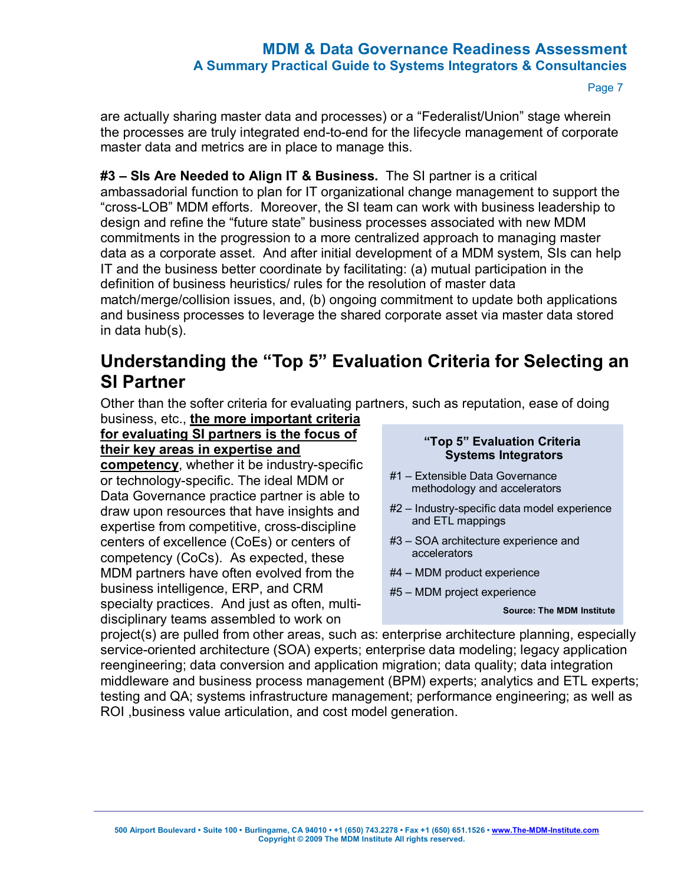are actually sharing master data and processes) or a "Federalist/Union" stage wherein the processes are truly integrated end-to-end for the lifecycle management of corporate master data and metrics are in place to manage this.

**#3 – SIs Are Needed to Align IT & Business.** The SI partner is a critical ambassadorial function to plan for IT organizational change management to support the "cross-LOB" MDM efforts. Moreover, the SI team can work with business leadership to design and refine the "future state" business processes associated with new MDM commitments in the progression to a more centralized approach to managing master data as a corporate asset. And after initial development of a MDM system, SIs can help IT and the business better coordinate by facilitating: (a) mutual participation in the definition of business heuristics/ rules for the resolution of master data match/merge/collision issues, and, (b) ongoing commitment to update both applications and business processes to leverage the shared corporate asset via master data stored in data hub(s).

## Understanding the "Top 5" Evaluation Criteria for Selecting an SI Partner

Other than the softer criteria for evaluating partners, such as reputation, ease of doing business, etc., **the more important criteria for evaluating SI partners is the focus of their key areas in expertise and competency**, whether it be industry-specific or technology-specific. The ideal MDM or Data Governance practice partner is able to draw upon resources that have insights and expertise from competitive, cross-discipline centers of excellence (CoEs) or centers of competency (CoCs). As expected, these MDM partners have often evolved from the business intelligence, ERP, and CRM specialty practices. And just as often, multi-disciplinary teams assembled to work on project(s) are pulled from other areas, such as: enterprise architecture planning, especially service-oriented architecture (SOA) experts; enterprise data modeling; legacy application reengineering; data conversion and application migration; data quality; data integration middleware and business process management (BPM) experts; analytics and ETL experts; testing and QA; systems infrastructure management; performance engineering; as well as ROI ,business value articulation, and cost model generation.

**"Top 5" Evaluation Criteria Systems Integrators**

- #1 – Extensible Data Governance methodology and accelerators
- #2 – Industry-specific data model experience and ETL mappings
- #3 – SOA architecture experience and accelerators
- #4 – MDM product experience
- #5 – MDM project experience

**Source: The MDM Institute**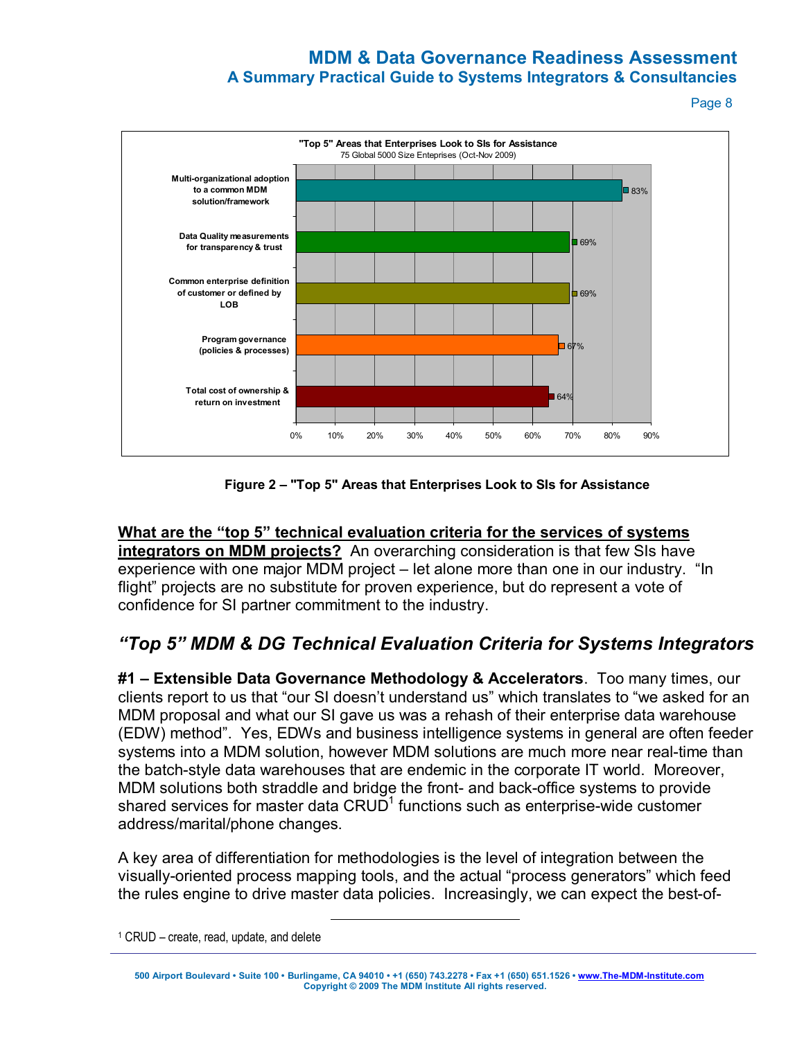"Top 5" Areas that Enterprises Look to SIs for Assistance
75 Global 5000 Size Enteprises (Oct-Nov 2009)

Multi-organizational adoption to a common MDM solution/framework 83%
Data Quality measurements for transparency & trust 69%
Common enterprise definition of customer or defined by LOB 69%
Program governance (policies & processes) 67%
Total cost of ownership & return on investment 64%

0% 10% 20% 30% 40% 50% 60% 70% 80% 90%

**Figure 2 – "Top 5" Areas that Enterprises Look to SIs for Assistance**

**What are the "top 5" technical evaluation criteria for the services of systems integrators on MDM projects?** An overarching consideration is that few SIs have experience with one major MDM project – let alone more than one in our industry. "In flight" projects are no substitute for proven experience, but do represent a vote of confidence for SI partner commitment to the industry.

## *"Top 5" MDM & DG Technical Evaluation Criteria for Systems Integrators*

**#1 – Extensible Data Governance Methodology & Accelerators**. Too many times, our clients report to us that "our SI doesn't understand us" which translates to "we asked for an MDM proposal and what our SI gave us was a rehash of their enterprise data warehouse (EDW) method". Yes, EDWs and business intelligence systems in general are often feeder systems into a MDM solution, however MDM solutions are much more near real-time than the batch-style data warehouses that are endemic in the corporate IT world. Moreover, MDM solutions both straddle and bridge the front- and back-office systems to provide shared services for master data CRUD[1] functions such as enterprise-wide customer address/marital/phone changes.

A key area of differentiation for methodologies is the level of integration between the visually-oriented process mapping tools, and the actual "process generators" which feed the rules engine to drive master data policies. Increasingly, we can expect the best-of-

[1] CRUD – create, read, update, and delete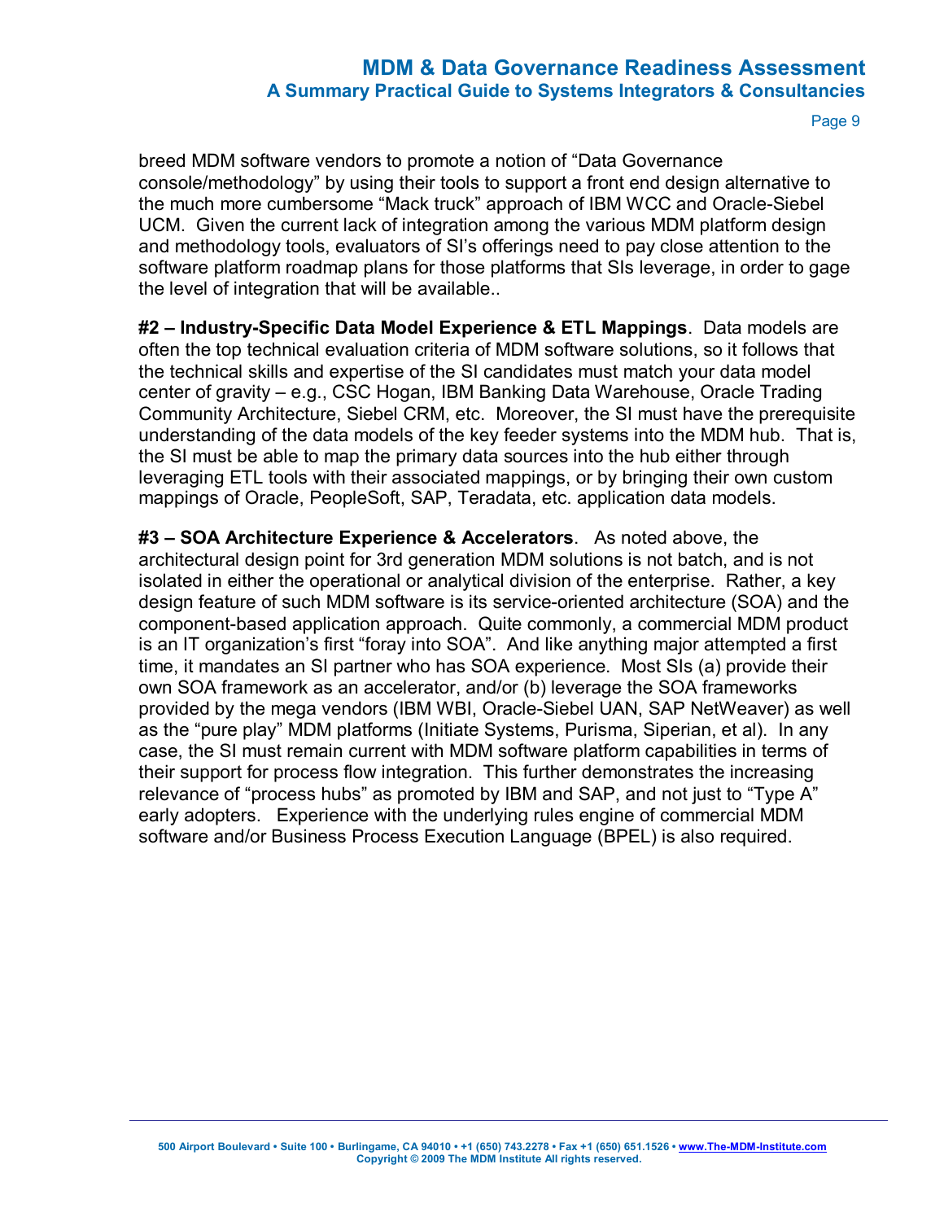breed MDM software vendors to promote a notion of “Data Governance console/methodology” by using their tools to support a front end design alternative to the much more cumbersome “Mack truck” approach of IBM WCC and Oracle-Siebel UCM.  Given the current lack of integration among the various MDM platform design and methodology tools, evaluators of SI’s offerings need to pay close attention to the software platform roadmap plans for those platforms that SIs leverage, in order to gage the level of integration that will be available..

**#2 – Industry-Specific Data Model Experience & ETL Mappings**.  Data models are often the top technical evaluation criteria of MDM software solutions, so it follows that the technical skills and expertise of the SI candidates must match your data model center of gravity – e.g., CSC Hogan, IBM Banking Data Warehouse, Oracle Trading Community Architecture, Siebel CRM, etc.  Moreover, the SI must have the prerequisite understanding of the data models of the key feeder systems into the MDM hub.  That is, the SI must be able to map the primary data sources into the hub either through leveraging ETL tools with their associated mappings, or by bringing their own custom mappings of Oracle, PeopleSoft, SAP, Teradata, etc. application data models.

**#3 – SOA Architecture Experience & Accelerators**.   As noted above, the architectural design point for 3rd generation MDM solutions is not batch, and is not isolated in either the operational or analytical division of the enterprise.  Rather, a key design feature of such MDM software is its service-oriented architecture (SOA) and the component-based application approach.  Quite commonly, a commercial MDM product is an IT organization’s first “foray into SOA”.  And like anything major attempted a first time, it mandates an SI partner who has SOA experience.  Most SIs (a) provide their own SOA framework as an accelerator, and/or (b) leverage the SOA frameworks provided by the mega vendors (IBM WBI, Oracle-Siebel UAN, SAP NetWeaver) as well as the “pure play” MDM platforms (Initiate Systems, Purisma, Siperian, et al).  In any case, the SI must remain current with MDM software platform capabilities in terms of their support for process flow integration.  This further demonstrates the increasing relevance of “process hubs” as promoted by IBM and SAP, and not just to “Type A” early adopters.   Experience with the underlying rules engine of commercial MDM software and/or Business Process Execution Language (BPEL) is also required.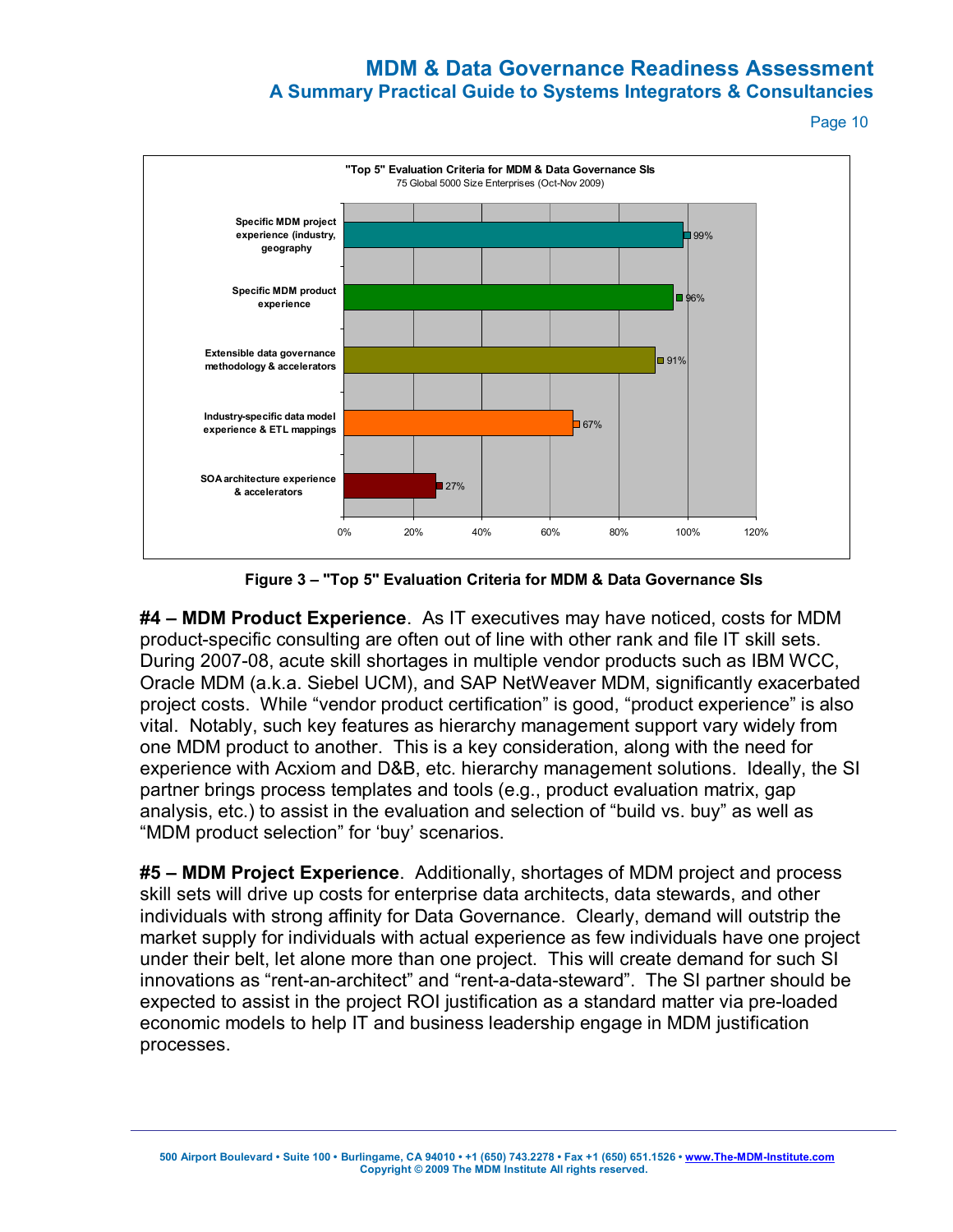"Top 5" Evaluation Criteria for MDM & Data Governance SIs
75 Global 5000 Size Enterprises (Oct-Nov 2009)

Specific MDM project experience (industry, geography
99%

Specific MDM product experience
96%

Extensible data governance methodology & accelerators
91%

Industry-specific data model experience & ETL mappings
67%

SOA architecture experience & accelerators
27%

0% 20% 40% 60% 80% 100% 120%

**Figure 3 – "Top 5" Evaluation Criteria for MDM & Data Governance SIs**

**#4 – MDM Product Experience**. As IT executives may have noticed, costs for MDM product-specific consulting are often out of line with other rank and file IT skill sets. During 2007-08, acute skill shortages in multiple vendor products such as IBM WCC, Oracle MDM (a.k.a. Siebel UCM), and SAP NetWeaver MDM, significantly exacerbated project costs. While "vendor product certification" is good, "product experience" is also vital. Notably, such key features as hierarchy management support vary widely from one MDM product to another. This is a key consideration, along with the need for experience with Acxiom and D&B, etc. hierarchy management solutions. Ideally, the SI partner brings process templates and tools (e.g., product evaluation matrix, gap analysis, etc.) to assist in the evaluation and selection of "build vs. buy" as well as "MDM product selection" for 'buy' scenarios.

**#5 – MDM Project Experience**. Additionally, shortages of MDM project and process skill sets will drive up costs for enterprise data architects, data stewards, and other individuals with strong affinity for Data Governance. Clearly, demand will outstrip the market supply for individuals with actual experience as few individuals have one project under their belt, let alone more than one project. This will create demand for such SI innovations as "rent-an-architect" and "rent-a-data-steward". The SI partner should be expected to assist in the project ROI justification as a standard matter via pre-loaded economic models to help IT and business leadership engage in MDM justification processes.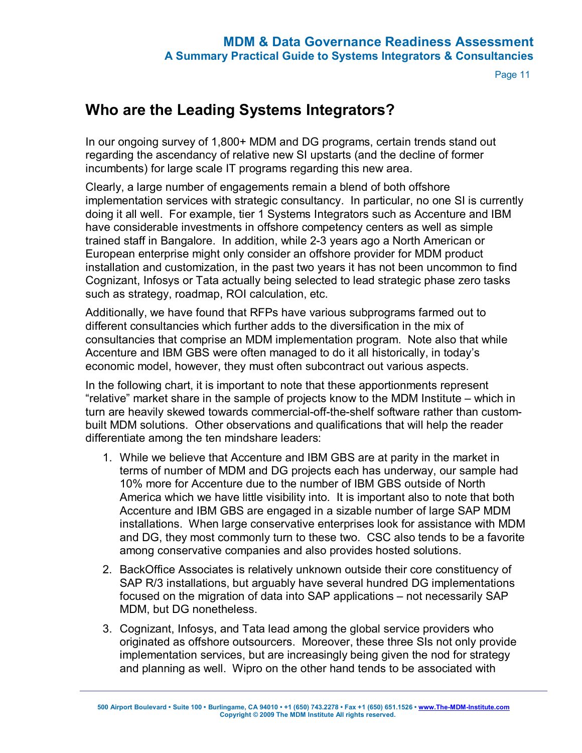## Who are the Leading Systems Integrators?

In our ongoing survey of 1,800+ MDM and DG programs, certain trends stand out regarding the ascendancy of relative new SI upstarts (and the decline of former incumbents) for large scale IT programs regarding this new area.

Clearly, a large number of engagements remain a blend of both offshore implementation services with strategic consultancy. In particular, no one SI is currently doing it all well. For example, tier 1 Systems Integrators such as Accenture and IBM have considerable investments in offshore competency centers as well as simple trained staff in Bangalore. In addition, while 2-3 years ago a North American or European enterprise might only consider an offshore provider for MDM product installation and customization, in the past two years it has not been uncommon to find Cognizant, Infosys or Tata actually being selected to lead strategic phase zero tasks such as strategy, roadmap, ROI calculation, etc.

Additionally, we have found that RFPs have various subprograms farmed out to different consultancies which further adds to the diversification in the mix of consultancies that comprise an MDM implementation program. Note also that while Accenture and IBM GBS were often managed to do it all historically, in today's economic model, however, they must often subcontract out various aspects.

In the following chart, it is important to note that these apportionments represent "relative" market share in the sample of projects know to the MDM Institute – which in turn are heavily skewed towards commercial-off-the-shelf software rather than custom-built MDM solutions. Other observations and qualifications that will help the reader differentiate among the ten mindshare leaders:

1. While we believe that Accenture and IBM GBS are at parity in the market in terms of number of MDM and DG projects each has underway, our sample had 10% more for Accenture due to the number of IBM GBS outside of North America which we have little visibility into. It is important also to note that both Accenture and IBM GBS are engaged in a sizable number of large SAP MDM installations. When large conservative enterprises look for assistance with MDM and DG, they most commonly turn to these two. CSC also tends to be a favorite among conservative companies and also provides hosted solutions.
2. BackOffice Associates is relatively unknown outside their core constituency of SAP R/3 installations, but arguably have several hundred DG implementations focused on the migration of data into SAP applications – not necessarily SAP MDM, but DG nonetheless.
3. Cognizant, Infosys, and Tata lead among the global service providers who originated as offshore outsourcers. Moreover, these three SIs not only provide implementation services, but are increasingly being given the nod for strategy and planning as well. Wipro on the other hand tends to be associated with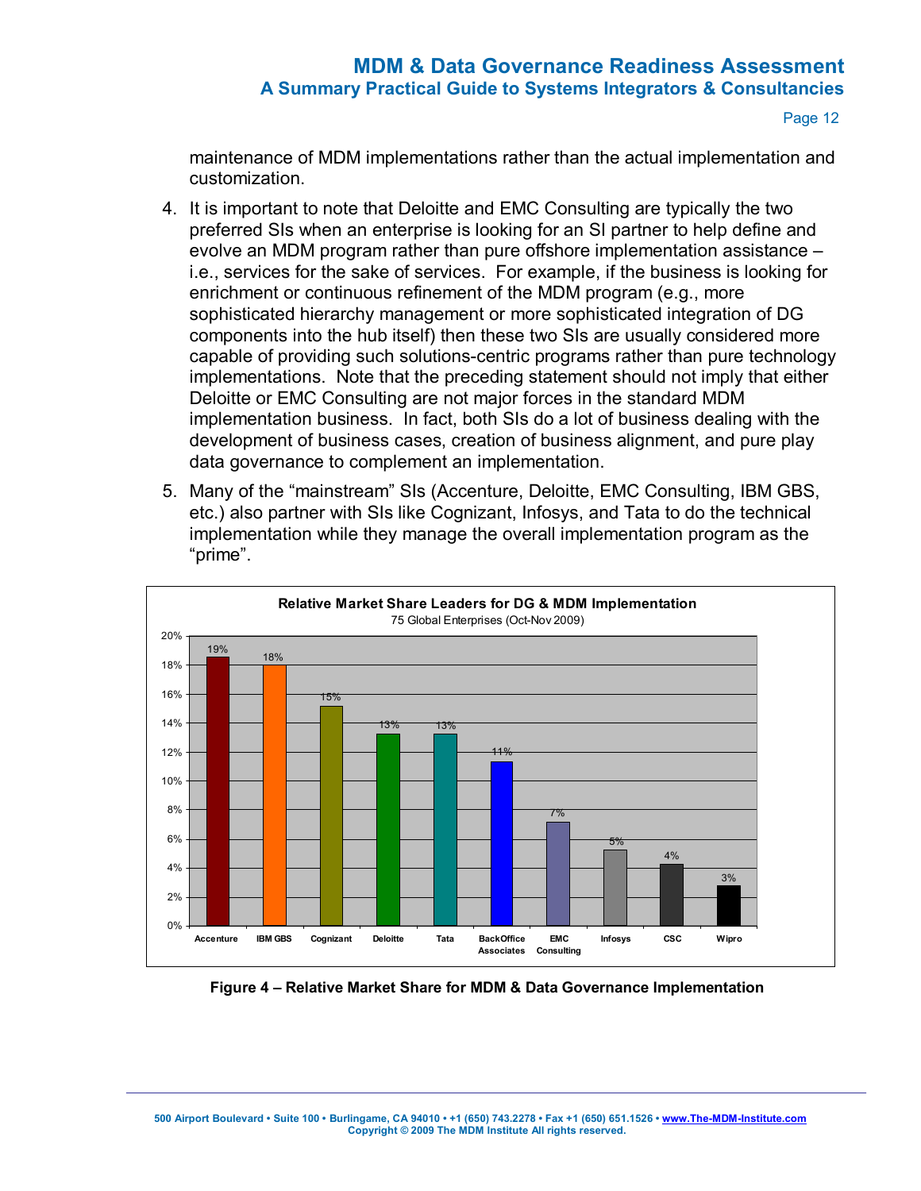maintenance of MDM implementations rather than the actual implementation and customization.

4. It is important to note that Deloitte and EMC Consulting are typically the two preferred SIs when an enterprise is looking for an SI partner to help define and evolve an MDM program rather than pure offshore implementation assistance – i.e., services for the sake of services. For example, if the business is looking for enrichment or continuous refinement of the MDM program (e.g., more sophisticated hierarchy management or more sophisticated integration of DG components into the hub itself) then these two SIs are usually considered more capable of providing such solutions-centric programs rather than pure technology implementations. Note that the preceding statement should not imply that either Deloitte or EMC Consulting are not major forces in the standard MDM implementation business. In fact, both SIs do a lot of business dealing with the development of business cases, creation of business alignment, and pure play data governance to complement an implementation.

5. Many of the "mainstream" SIs (Accenture, Deloitte, EMC Consulting, IBM GBS, etc.) also partner with SIs like Cognizant, Infosys, and Tata to do the technical implementation while they manage the overall implementation program as the "prime".

**Relative Market Share Leaders for DG & MDM Implementation**

75 Global Enterprises (Oct-Nov 2009)

20%
18%
16%
14%
12%
10%
8%
6%
4%
2%
0%

Accenture 19%
IBM GBS 18%
Cognizant 15%
Deloitte 13%
Tata 13%
BackOffice Associates 11%
EMC Consulting 7%
Infosys 5%
CSC 4%
Wipro 3%

**Figure 4 – Relative Market Share for MDM & Data Governance Implementation**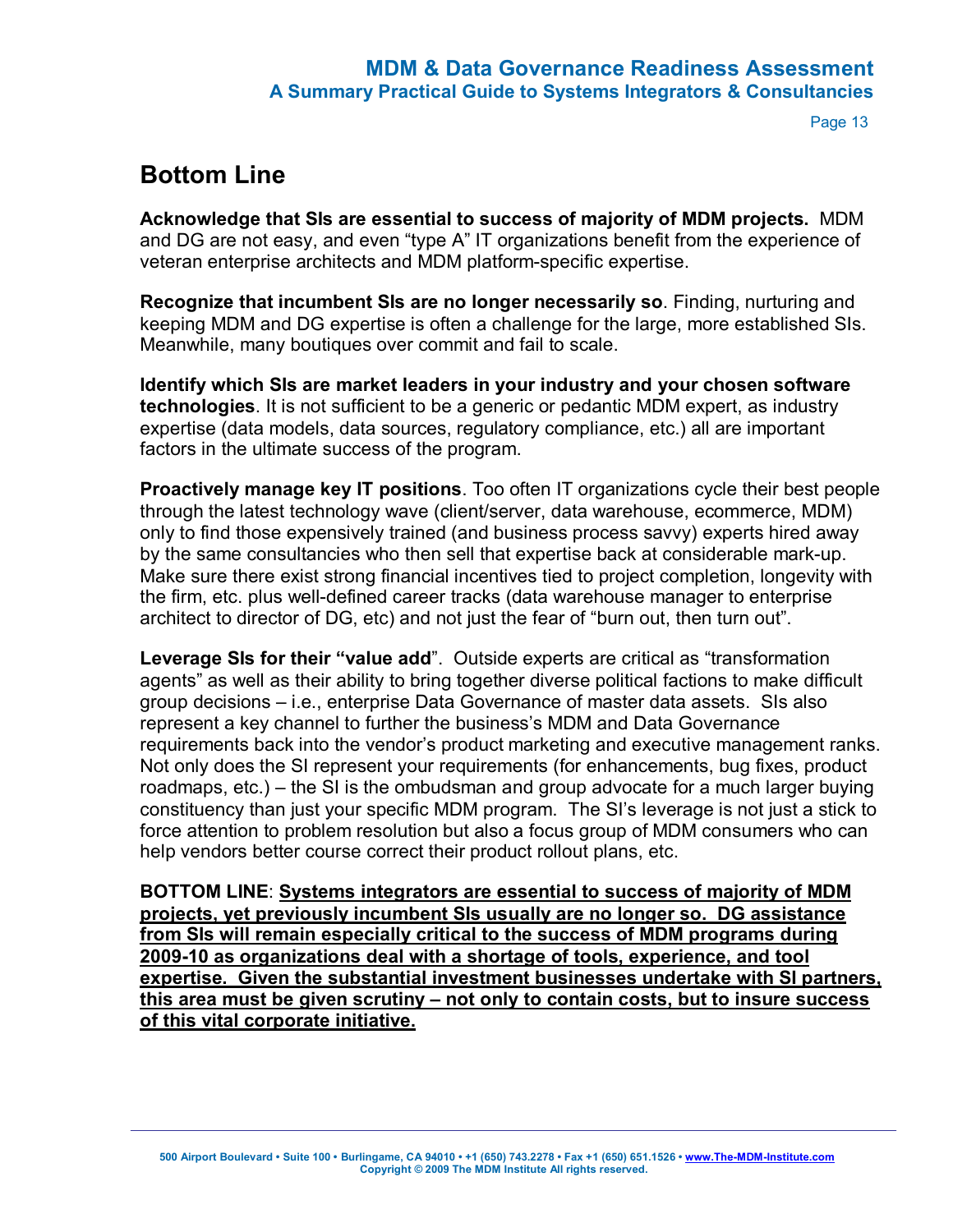## Bottom Line

**Acknowledge that SIs are essential to success of majority of MDM projects.** MDM and DG are not easy, and even "type A" IT organizations benefit from the experience of veteran enterprise architects and MDM platform-specific expertise.

**Recognize that incumbent SIs are no longer necessarily so**. Finding, nurturing and keeping MDM and DG expertise is often a challenge for the large, more established SIs. Meanwhile, many boutiques over commit and fail to scale.

**Identify which SIs are market leaders in your industry and your chosen software technologies**. It is not sufficient to be a generic or pedantic MDM expert, as industry expertise (data models, data sources, regulatory compliance, etc.) all are important factors in the ultimate success of the program.

**Proactively manage key IT positions**. Too often IT organizations cycle their best people through the latest technology wave (client/server, data warehouse, ecommerce, MDM) only to find those expensively trained (and business process savvy) experts hired away by the same consultancies who then sell that expertise back at considerable mark-up. Make sure there exist strong financial incentives tied to project completion, longevity with the firm, etc. plus well-defined career tracks (data warehouse manager to enterprise architect to director of DG, etc) and not just the fear of "burn out, then turn out".

**Leverage SIs for their "value add**". Outside experts are critical as "transformation agents" as well as their ability to bring together diverse political factions to make difficult group decisions – i.e., enterprise Data Governance of master data assets. SIs also represent a key channel to further the business's MDM and Data Governance requirements back into the vendor's product marketing and executive management ranks. Not only does the SI represent your requirements (for enhancements, bug fixes, product roadmaps, etc.) – the SI is the ombudsman and group advocate for a much larger buying constituency than just your specific MDM program. The SI's leverage is not just a stick to force attention to problem resolution but also a focus group of MDM consumers who can help vendors better course correct their product rollout plans, etc.

**BOTTOM LINE**: **Systems integrators are essential to success of majority of MDM projects, yet previously incumbent SIs usually are no longer so. DG assistance from SIs will remain especially critical to the success of MDM programs during 2009-10 as organizations deal with a shortage of tools, experience, and tool expertise. Given the substantial investment businesses undertake with SI partners, this area must be given scrutiny – not only to contain costs, but to insure success of this vital corporate initiative.**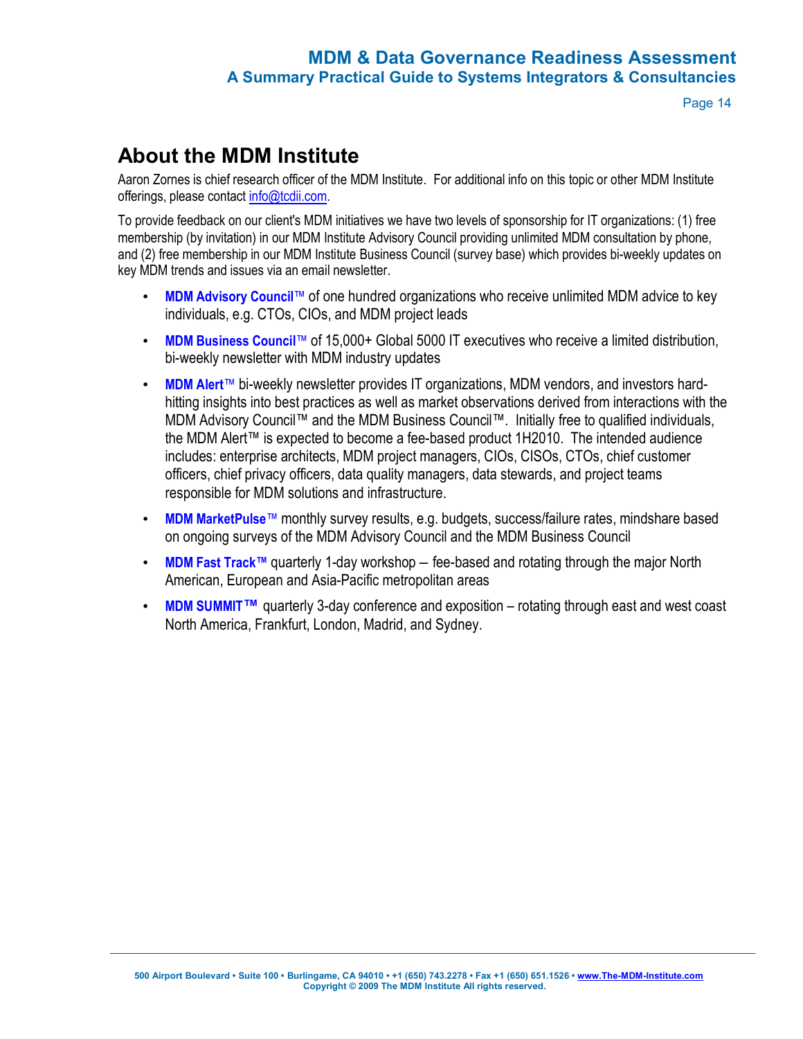## About the MDM Institute

Aaron Zornes is chief research officer of the MDM Institute. For additional info on this topic or other MDM Institute offerings, please contact info@tcdii.com.

To provide feedback on our client's MDM initiatives we have two levels of sponsorship for IT organizations: (1) free membership (by invitation) in our MDM Institute Advisory Council providing unlimited MDM consultation by phone, and (2) free membership in our MDM Institute Business Council (survey base) which provides bi-weekly updates on key MDM trends and issues via an email newsletter.

- **MDM Advisory Council**™ of one hundred organizations who receive unlimited MDM advice to key individuals, e.g. CTOs, CIOs, and MDM project leads
- **MDM Business Council**™ of 15,000+ Global 5000 IT executives who receive a limited distribution, bi-weekly newsletter with MDM industry updates
- **MDM Alert**™ bi-weekly newsletter provides IT organizations, MDM vendors, and investors hard-hitting insights into best practices as well as market observations derived from interactions with the MDM Advisory Council™ and the MDM Business Council™. Initially free to qualified individuals, the MDM Alert™ is expected to become a fee-based product 1H2010. The intended audience includes: enterprise architects, MDM project managers, CIOs, CISOs, CTOs, chief customer officers, chief privacy officers, data quality managers, data stewards, and project teams responsible for MDM solutions and infrastructure.
- **MDM MarketPulse**™ monthly survey results, e.g. budgets, success/failure rates, mindshare based on ongoing surveys of the MDM Advisory Council and the MDM Business Council
- **MDM Fast Track™** quarterly 1-day workshop – fee-based and rotating through the major North American, European and Asia-Pacific metropolitan areas
- **MDM SUMMIT™** quarterly 3-day conference and exposition – rotating through east and west coast North America, Frankfurt, London, Madrid, and Sydney.

500 Airport Boulevard • Suite 100 • Burlingame, CA 94010 • +1 (650) 743.2278 • Fax +1 (650) 651.1526 • www.The-MDM-Institute.com
Copyright © 2009 The MDM Institute All rights reserved.